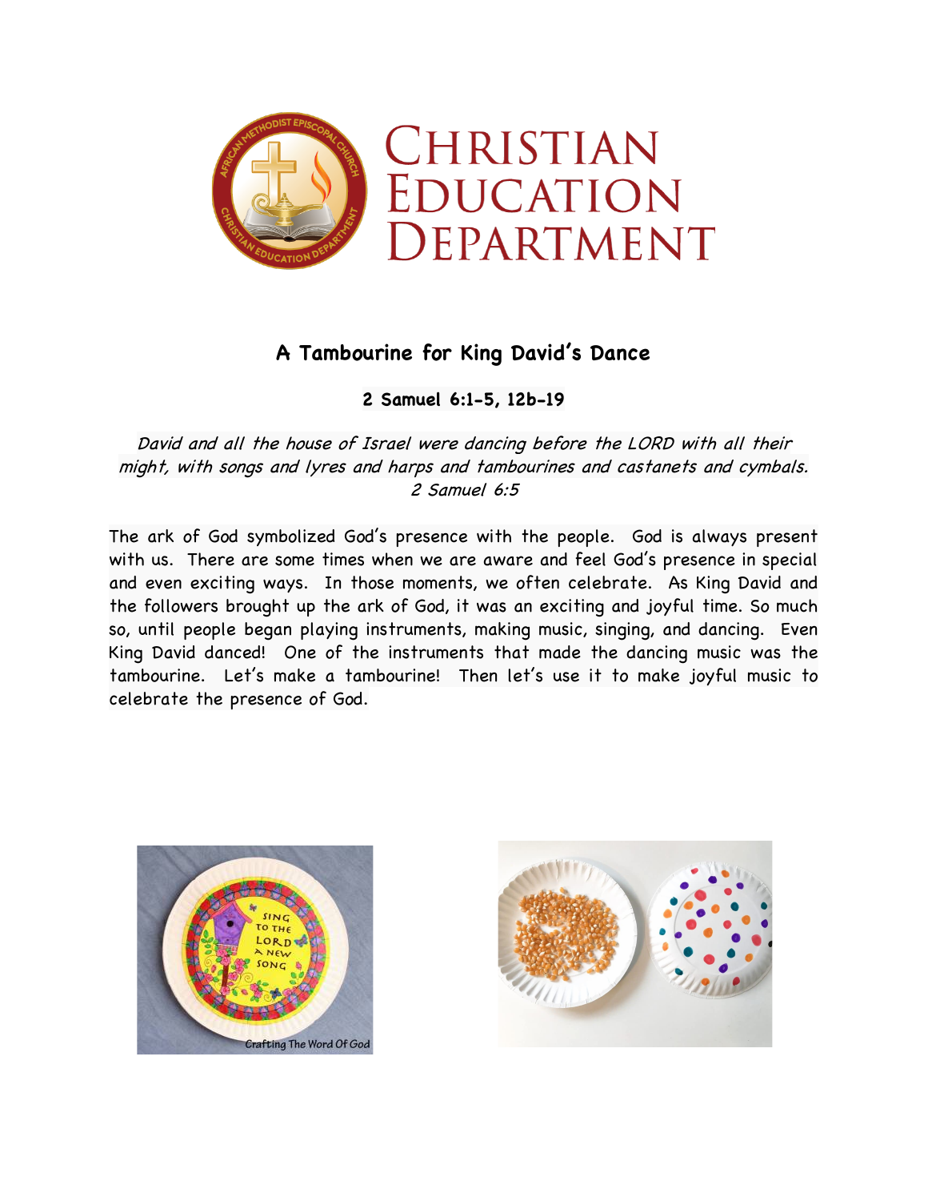CHRISTIAN EDUCATION DEPARTMENT

## A Tambourine for King David's Dance

**2 Samuel 6:1-5, 12b-19**

*David and all the house of Israel were dancing before the LORD with all their might, with songs and lyres and harps and tambourines and castanets and cymbals. 2 Samuel 6:5*

The ark of God symbolized God's presence with the people. God is always present with us. There are some times when we are aware and feel God's presence in special and even exciting ways. In those moments, we often celebrate. As King David and the followers brought up the ark of God, it was an exciting and joyful time. So much so, until people began playing instruments, making music, singing, and dancing. Even King David danced! One of the instruments that made the dancing music was the tambourine. Let's make a tambourine! Then let's use it to make joyful music to celebrate the presence of God.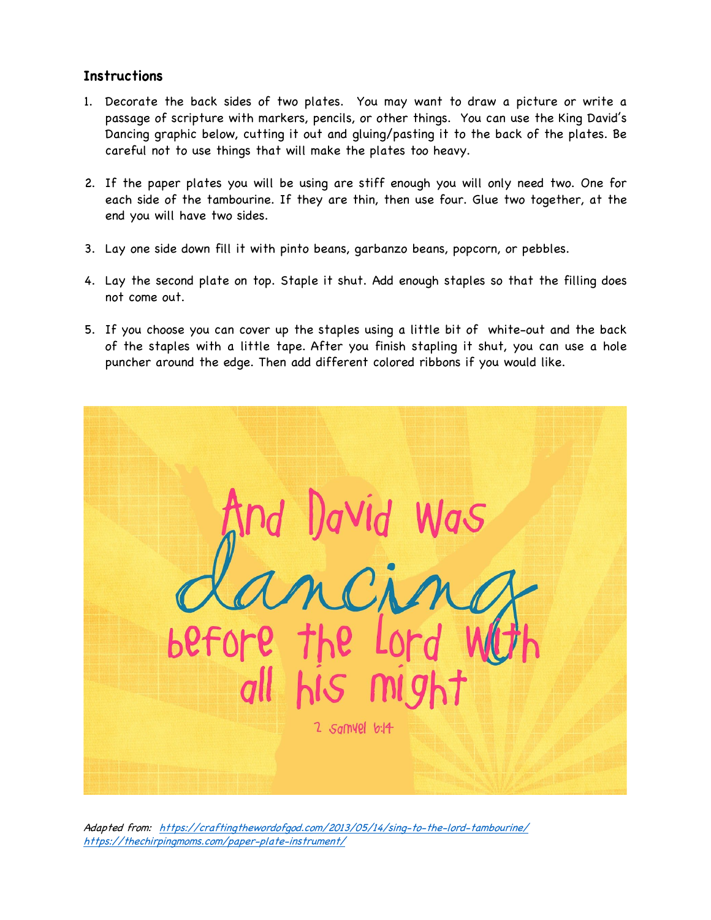### Instructions

1. Decorate the back sides of two plates. You may want to draw a picture or write a passage of scripture with markers, pencils, or other things. You can use the King David's Dancing graphic below, cutting it out and gluing/pasting it to the back of the plates. Be careful not to use things that will make the plates too heavy.

2. If the paper plates you will be using are stiff enough you will only need two. One for each side of the tambourine. If they are thin, then use four. Glue two together, at the end you will have two sides.

3. Lay one side down fill it with pinto beans, garbanzo beans, popcorn, or pebbles.

4. Lay the second plate on top. Staple it shut. Add enough staples so that the filling does not come out.

5. If you choose you can cover up the staples using a little bit of white-out and the back of the staples with a little tape. After you finish stapling it shut, you can use a hole puncher around the edge. Then add different colored ribbons if you would like.

And David was
dancing
before the Lord with
all his might
2 Samuel 6:14

*Adapted from:* https://craftingthewordofgod.com/2013/05/14/sing-to-the-lord-tambourine/
https://thechirpingmoms.com/paper-plate-instrument/